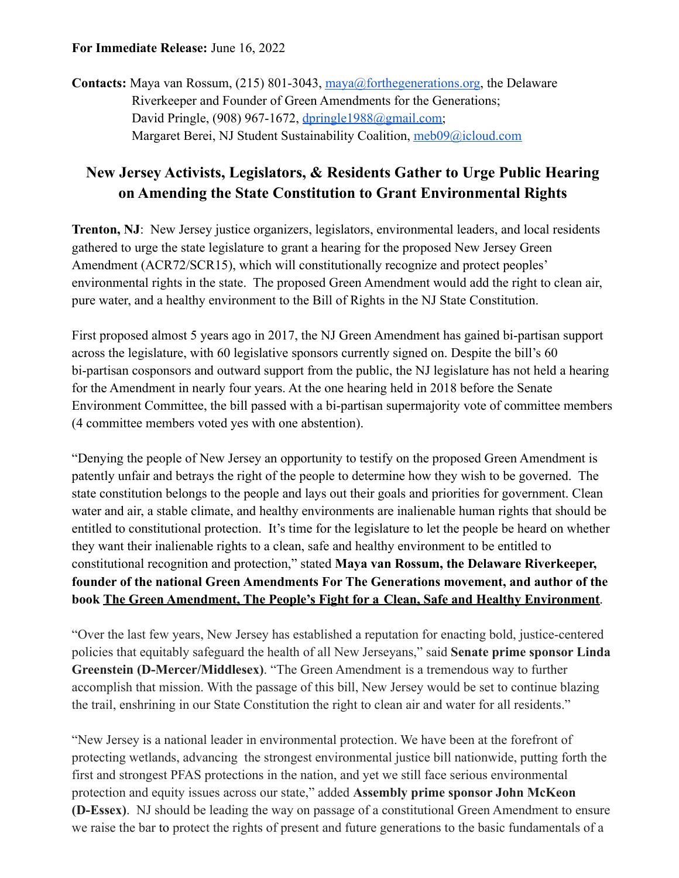**For Immediate Release:** June 16, 2022

**Contacts:** Maya van Rossum, (215) 801-3043, maya@forthegenerations.org, the Delaware Riverkeeper and Founder of Green Amendments for the Generations;
David Pringle, (908) 967-1672, dpringle1988@gmail.com;
Margaret Berei, NJ Student Sustainability Coalition, meb09@icloud.com

# New Jersey Activists, Legislators, & Residents Gather to Urge Public Hearing on Amending the State Constitution to Grant Environmental Rights

**Trenton, NJ**: New Jersey justice organizers, legislators, environmental leaders, and local residents gathered to urge the state legislature to grant a hearing for the proposed New Jersey Green Amendment (ACR72/SCR15), which will constitutionally recognize and protect peoples' environmental rights in the state. The proposed Green Amendment would add the right to clean air, pure water, and a healthy environment to the Bill of Rights in the NJ State Constitution.

First proposed almost 5 years ago in 2017, the NJ Green Amendment has gained bi-partisan support across the legislature, with 60 legislative sponsors currently signed on. Despite the bill's 60 bi-partisan cosponsors and outward support from the public, the NJ legislature has not held a hearing for the Amendment in nearly four years. At the one hearing held in 2018 before the Senate Environment Committee, the bill passed with a bi-partisan supermajority vote of committee members (4 committee members voted yes with one abstention).

"Denying the people of New Jersey an opportunity to testify on the proposed Green Amendment is patently unfair and betrays the right of the people to determine how they wish to be governed. The state constitution belongs to the people and lays out their goals and priorities for government. Clean water and air, a stable climate, and healthy environments are inalienable human rights that should be entitled to constitutional protection. It's time for the legislature to let the people be heard on whether they want their inalienable rights to a clean, safe and healthy environment to be entitled to constitutional recognition and protection," stated **Maya van Rossum, the Delaware Riverkeeper, founder of the national Green Amendments For The Generations movement, and author of the book The Green Amendment, The People's Fight for a Clean, Safe and Healthy Environment**.

"Over the last few years, New Jersey has established a reputation for enacting bold, justice-centered policies that equitably safeguard the health of all New Jerseyans," said **Senate prime sponsor Linda Greenstein (D-Mercer/Middlesex)**. "The Green Amendment is a tremendous way to further accomplish that mission. With the passage of this bill, New Jersey would be set to continue blazing the trail, enshrining in our State Constitution the right to clean air and water for all residents."

"New Jersey is a national leader in environmental protection. We have been at the forefront of protecting wetlands, advancing the strongest environmental justice bill nationwide, putting forth the first and strongest PFAS protections in the nation, and yet we still face serious environmental protection and equity issues across our state," added **Assembly prime sponsor John McKeon (D-Essex)**. NJ should be leading the way on passage of a constitutional Green Amendment to ensure we raise the bar to protect the rights of present and future generations to the basic fundamentals of a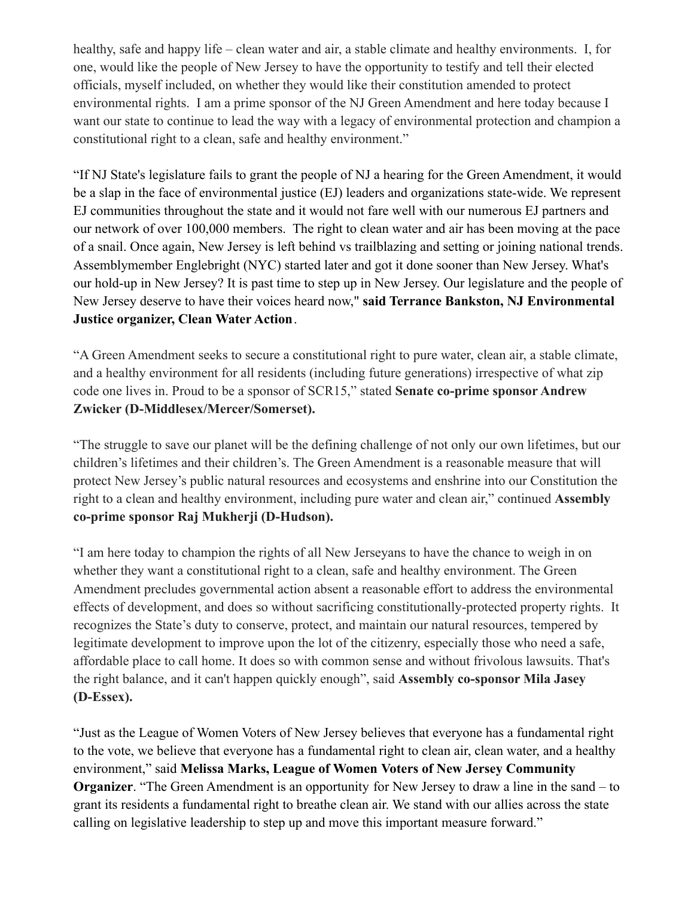healthy, safe and happy life – clean water and air, a stable climate and healthy environments. I, for one, would like the people of New Jersey to have the opportunity to testify and tell their elected officials, myself included, on whether they would like their constitution amended to protect environmental rights. I am a prime sponsor of the NJ Green Amendment and here today because I want our state to continue to lead the way with a legacy of environmental protection and champion a constitutional right to a clean, safe and healthy environment."

"If NJ State's legislature fails to grant the people of NJ a hearing for the Green Amendment, it would be a slap in the face of environmental justice (EJ) leaders and organizations state-wide. We represent EJ communities throughout the state and it would not fare well with our numerous EJ partners and our network of over 100,000 members. The right to clean water and air has been moving at the pace of a snail. Once again, New Jersey is left behind vs trailblazing and setting or joining national trends. Assemblymember Englebright (NYC) started later and got it done sooner than New Jersey. What's our hold-up in New Jersey? It is past time to step up in New Jersey. Our legislature and the people of New Jersey deserve to have their voices heard now," **said Terrance Bankston, NJ Environmental Justice organizer, Clean Water Action**.

"A Green Amendment seeks to secure a constitutional right to pure water, clean air, a stable climate, and a healthy environment for all residents (including future generations) irrespective of what zip code one lives in. Proud to be a sponsor of SCR15," stated **Senate co-prime sponsor Andrew Zwicker (D-Middlesex/Mercer/Somerset).**

"The struggle to save our planet will be the defining challenge of not only our own lifetimes, but our children's lifetimes and their children's. The Green Amendment is a reasonable measure that will protect New Jersey's public natural resources and ecosystems and enshrine into our Constitution the right to a clean and healthy environment, including pure water and clean air," continued **Assembly co-prime sponsor Raj Mukherji (D-Hudson).**

"I am here today to champion the rights of all New Jerseyans to have the chance to weigh in on whether they want a constitutional right to a clean, safe and healthy environment. The Green Amendment precludes governmental action absent a reasonable effort to address the environmental effects of development, and does so without sacrificing constitutionally-protected property rights. It recognizes the State's duty to conserve, protect, and maintain our natural resources, tempered by legitimate development to improve upon the lot of the citizenry, especially those who need a safe, affordable place to call home. It does so with common sense and without frivolous lawsuits. That's the right balance, and it can't happen quickly enough", said **Assembly co-sponsor Mila Jasey (D-Essex).**

"Just as the League of Women Voters of New Jersey believes that everyone has a fundamental right to the vote, we believe that everyone has a fundamental right to clean air, clean water, and a healthy environment," said **Melissa Marks, League of Women Voters of New Jersey Community Organizer**. "The Green Amendment is an opportunity for New Jersey to draw a line in the sand – to grant its residents a fundamental right to breathe clean air. We stand with our allies across the state calling on legislative leadership to step up and move this important measure forward."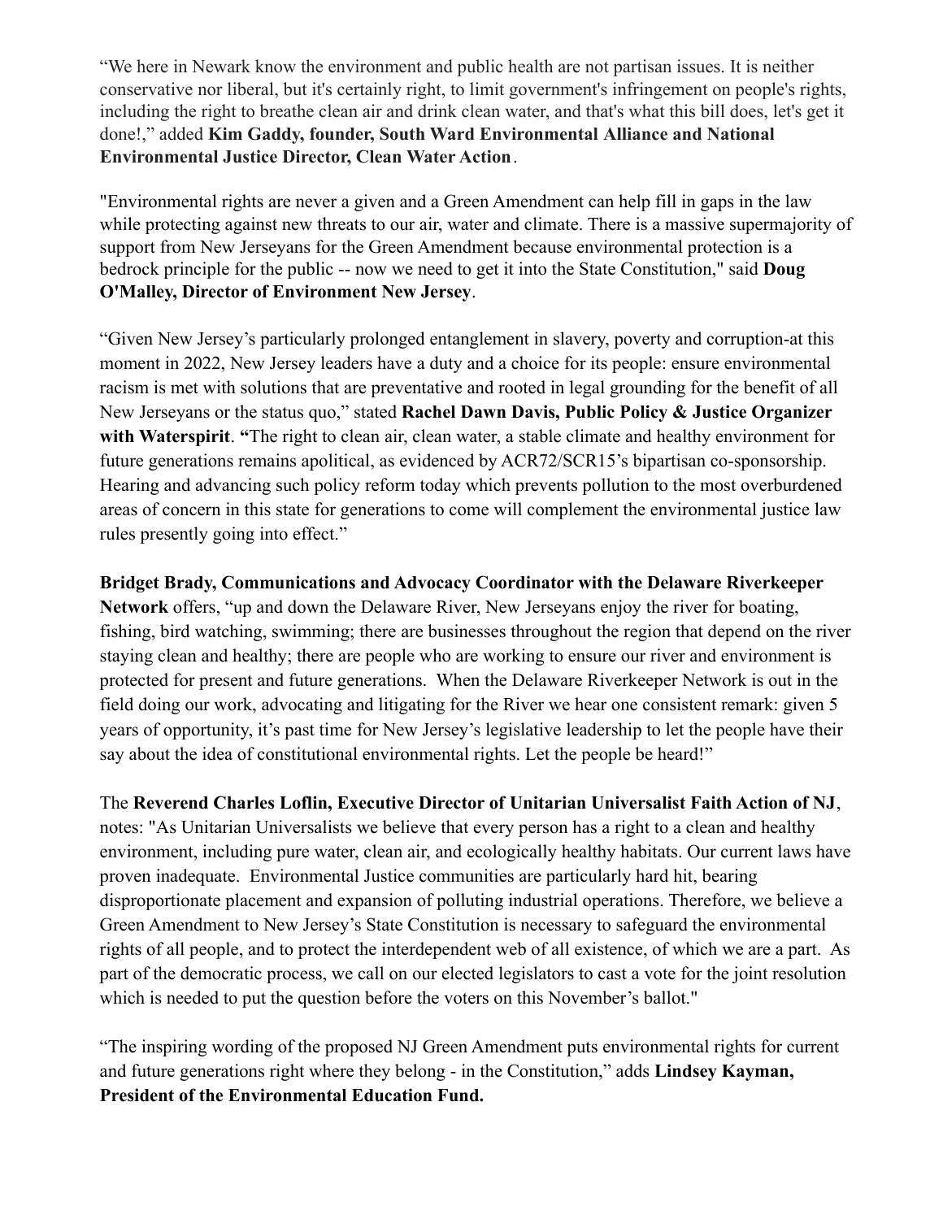"We here in Newark know the environment and public health are not partisan issues. It is neither conservative nor liberal, but it's certainly right, to limit government's infringement on people's rights, including the right to breathe clean air and drink clean water, and that's what this bill does, let's get it done!," added **Kim Gaddy, founder, South Ward Environmental Alliance and National Environmental Justice Director, Clean Water Action**.

"Environmental rights are never a given and a Green Amendment can help fill in gaps in the law while protecting against new threats to our air, water and climate. There is a massive supermajority of support from New Jerseyans for the Green Amendment because environmental protection is a bedrock principle for the public -- now we need to get it into the State Constitution," said **Doug O'Malley, Director of Environment New Jersey**.

"Given New Jersey's particularly prolonged entanglement in slavery, poverty and corruption-at this moment in 2022, New Jersey leaders have a duty and a choice for its people: ensure environmental racism is met with solutions that are preventative and rooted in legal grounding for the benefit of all New Jerseyans or the status quo," stated **Rachel Dawn Davis, Public Policy & Justice Organizer with Waterspirit**. **"**The right to clean air, clean water, a stable climate and healthy environment for future generations remains apolitical, as evidenced by ACR72/SCR15's bipartisan co-sponsorship. Hearing and advancing such policy reform today which prevents pollution to the most overburdened areas of concern in this state for generations to come will complement the environmental justice law rules presently going into effect."

**Bridget Brady, Communications and Advocacy Coordinator with the Delaware Riverkeeper Network** offers, "up and down the Delaware River, New Jerseyans enjoy the river for boating, fishing, bird watching, swimming; there are businesses throughout the region that depend on the river staying clean and healthy; there are people who are working to ensure our river and environment is protected for present and future generations. When the Delaware Riverkeeper Network is out in the field doing our work, advocating and litigating for the River we hear one consistent remark: given 5 years of opportunity, it's past time for New Jersey's legislative leadership to let the people have their say about the idea of constitutional environmental rights. Let the people be heard!"

The **Reverend Charles Loflin, Executive Director of Unitarian Universalist Faith Action of NJ**, notes: "As Unitarian Universalists we believe that every person has a right to a clean and healthy environment, including pure water, clean air, and ecologically healthy habitats. Our current laws have proven inadequate. Environmental Justice communities are particularly hard hit, bearing disproportionate placement and expansion of polluting industrial operations. Therefore, we believe a Green Amendment to New Jersey's State Constitution is necessary to safeguard the environmental rights of all people, and to protect the interdependent web of all existence, of which we are a part. As part of the democratic process, we call on our elected legislators to cast a vote for the joint resolution which is needed to put the question before the voters on this November's ballot."

"The inspiring wording of the proposed NJ Green Amendment puts environmental rights for current and future generations right where they belong - in the Constitution," adds **Lindsey Kayman, President of the Environmental Education Fund.**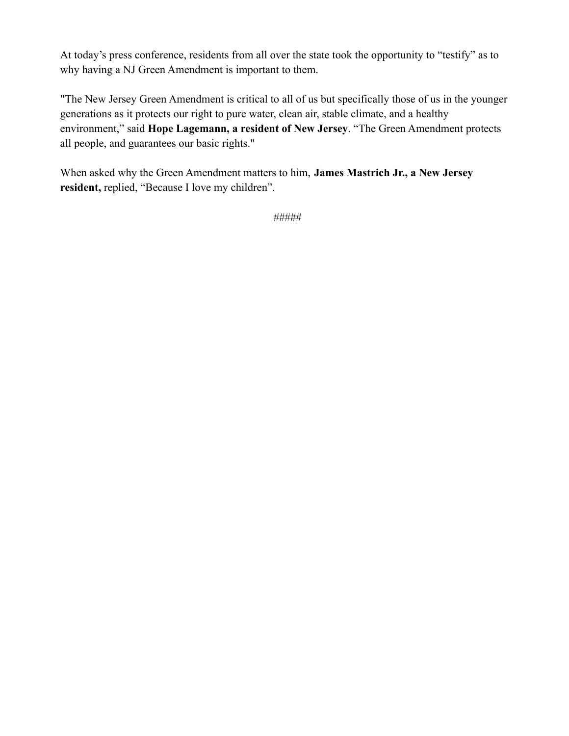At today’s press conference, residents from all over the state took the opportunity to “testify” as to why having a NJ Green Amendment is important to them.

"The New Jersey Green Amendment is critical to all of us but specifically those of us in the younger generations as it protects our right to pure water, clean air, stable climate, and a healthy environment,” said **Hope Lagemann, a resident of New Jersey**. “The Green Amendment protects all people, and guarantees our basic rights."

When asked why the Green Amendment matters to him, **James Mastrich Jr., a New Jersey resident,** replied, “Because I love my children”.

#####